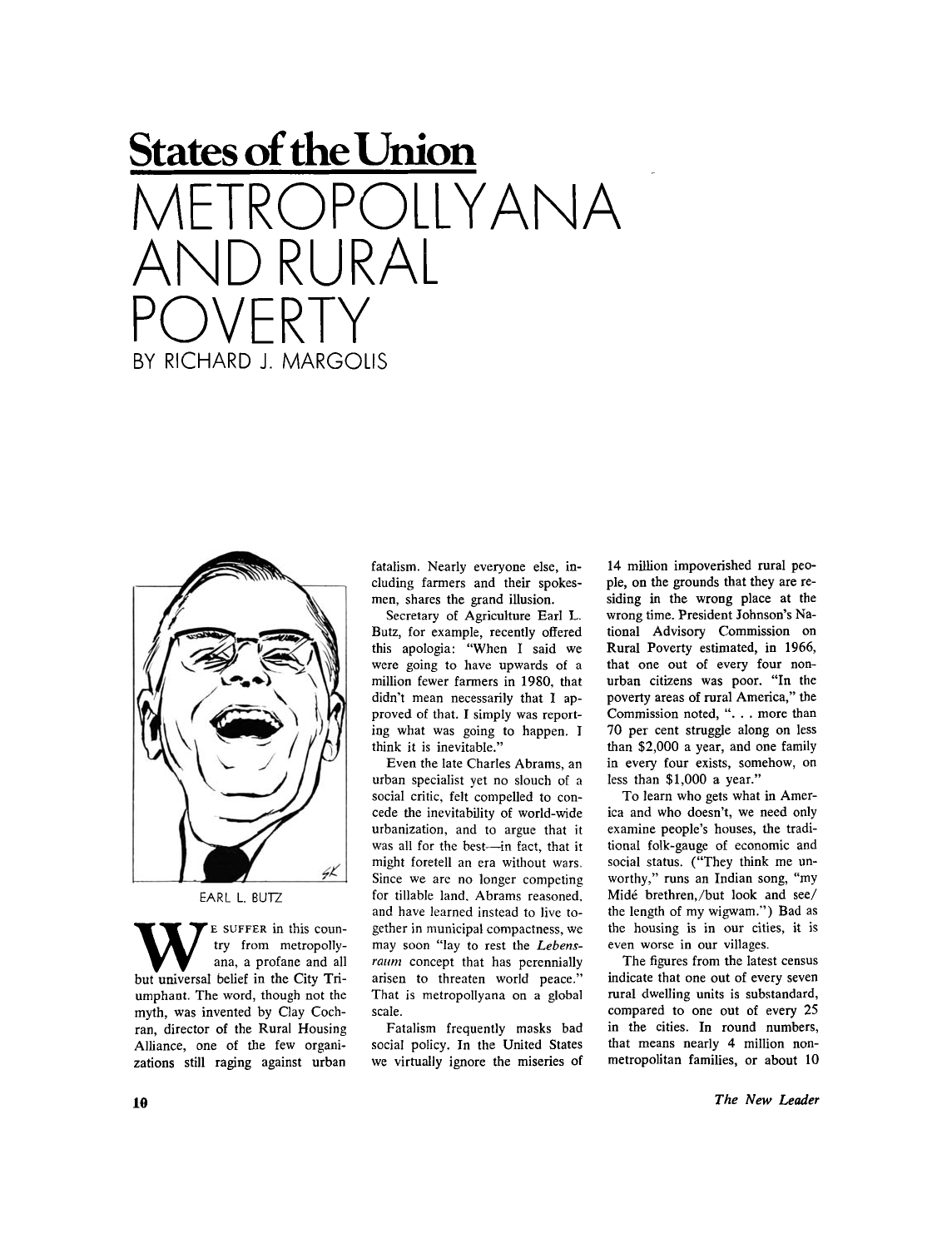## States of the Union

# METROPOLLYANA AND RURAL POVERTY

BY RICHARD J. MARGOLIS

EARL L. BUTZ

We suffer in this country from metropollyana, a profane and all but universal belief in the City Triumphant. The word, though not the myth, was invented by Clay Cochran, director of the Rural Housing Alliance, one of the few organizations still raging against urban fatalism. Nearly everyone else, including farmers and their spokesmen, shares the grand illusion.

Secretary of Agriculture Earl L. Butz, for example, recently offered this apologia: "When I said we were going to have upwards of a million fewer farmers in 1980, that didn't mean necessarily that I approved of that. I simply was reporting what was going to happen. I think it is inevitable."

Even the late Charles Abrams, an urban specialist yet no slouch of a social critic, felt compelled to concede the inevitability of world-wide urbanization, and to argue that it was all for the best—in fact, that it might foretell an era without wars. Since we are no longer competing for tillable land, Abrams reasoned, and have learned instead to live together in municipal compactness, we may soon "lay to rest the *Lebensraum* concept that has perennially arisen to threaten world peace." That is metropollyana on a global scale.

Fatalism frequently masks bad social policy. In the United States we virtually ignore the miseries of 14 million impoverished rural people, on the grounds that they are residing in the wrong place at the wrong time. President Johnson's National Advisory Commission on Rural Poverty estimated, in 1966, that one out of every four non-urban citizens was poor. "In the poverty areas of rural America," the Commission noted, ". . . more than 70 per cent struggle along on less than $2,000 a year, and one family in every four exists, somehow, on less than $1,000 a year."

To learn who gets what in America and who doesn't, we need only examine people's houses, the traditional folk-gauge of economic and social status. ("They think me unworthy," runs an Indian song, "my Midé brethren,/but look and see/the length of my wigwam.") Bad as the housing is in our cities, it is even worse in our villages.

The figures from the latest census indicate that one out of every seven rural dwelling units is substandard, compared to one out of every 25 in the cities. In round numbers, that means nearly 4 million nonmetropolitan families, or about 10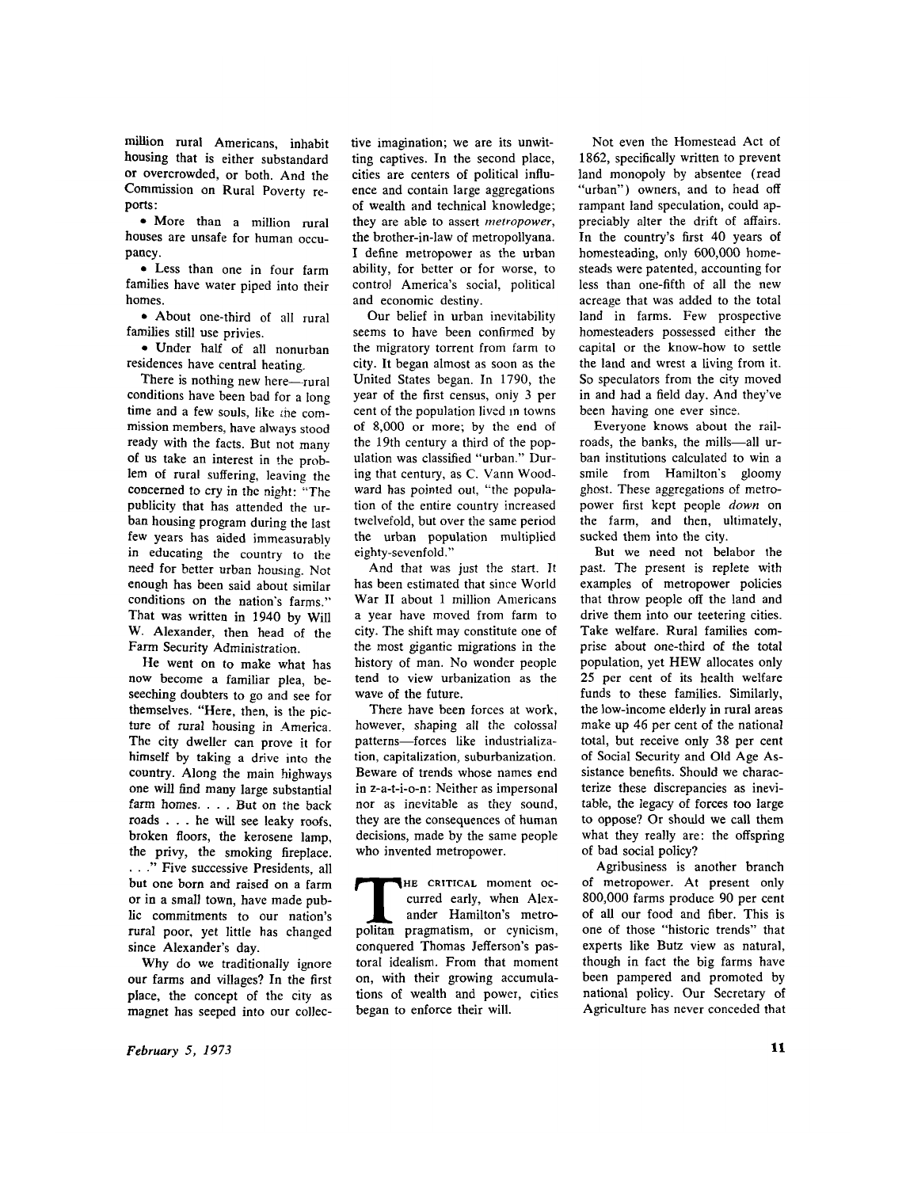million rural Americans, inhabit housing that is either substandard or overcrowded, or both. And the Commission on Rural Poverty reports:

- More than a million rural houses are unsafe for human occupancy.
- Less than one in four farm families have water piped into their homes.
- About one-third of all rural families still use privies.
- Under half of all nonurban residences have central heating.

There is nothing new here—rural conditions have been bad for a long time and a few souls, like the commission members, have always stood ready with the facts. But not many of us take an interest in the problem of rural suffering, leaving the concerned to cry in the night: "The publicity that has attended the urban housing program during the last few years has aided immeasurably in educating the country to the need for better urban housing. Not enough has been said about similar conditions on the nation's farms." That was written in 1940 by Will W. Alexander, then head of the Farm Security Administration.

He went on to make what has now become a familiar plea, beseeching doubters to go and see for themselves. "Here, then, is the picture of rural housing in America. The city dweller can prove it for himself by taking a drive into the country. Along the main highways one will find many large substantial farm homes. . . . But on the back roads . . . he will see leaky roofs, broken floors, the kerosene lamp, the privy, the smoking fireplace. . . ." Five successive Presidents, all but one born and raised on a farm or in a small town, have made public commitments to our nation's rural poor, yet little has changed since Alexander's day.

Why do we traditionally ignore our farms and villages? In the first place, the concept of the city as magnet has seeped into our collective imagination; we are its unwitting captives. In the second place, cities are centers of political influence and contain large aggregations of wealth and technical knowledge; they are able to assert *metropower*, the brother-in-law of metropollyana. I define metropower as the urban ability, for better or for worse, to control America's social, political and economic destiny.

Our belief in urban inevitability seems to have been confirmed by the migratory torrent from farm to city. It began almost as soon as the United States began. In 1790, the year of the first census, only 3 per cent of the population lived in towns of 8,000 or more; by the end of the 19th century a third of the population was classified "urban." During that century, as C. Vann Woodward has pointed out, "the population of the entire country increased twelvefold, but over the same period the urban population multiplied eighty-sevenfold."

And that was just the start. It has been estimated that since World War II about 1 million Americans a year have moved from farm to city. The shift may constitute one of the most gigantic migrations in the history of man. No wonder people tend to view urbanization as the wave of the future.

There have been forces at work, however, shaping all the colossal patterns—forces like industrialization, capitalization, suburbanization. Beware of trends whose names end in z-a-t-i-o-n: Neither as impersonal nor as inevitable as they sound, they are the consequences of human decisions, made by the same people who invented metropower.

THE CRITICAL moment occurred early, when Alexander Hamilton's metropolitan pragmatism, or cynicism, conquered Thomas Jefferson's pastoral idealism. From that moment on, with their growing accumulations of wealth and power, cities began to enforce their will.

Not even the Homestead Act of 1862, specifically written to prevent land monopoly by absentee (read "urban") owners, and to head off rampant land speculation, could appreciably alter the drift of affairs. In the country's first 40 years of homesteading, only 600,000 homesteads were patented, accounting for less than one-fifth of all the new acreage that was added to the total land in farms. Few prospective homesteaders possessed either the capital or the know-how to settle the land and wrest a living from it. So speculators from the city moved in and had a field day. And they've been having one ever since.

Everyone knows about the railroads, the banks, the mills—all urban institutions calculated to win a smile from Hamilton's gloomy ghost. These aggregations of metropower first kept people *down* on the farm, and then, ultimately, sucked them into the city.

But we need not belabor the past. The present is replete with examples of metropower policies that throw people off the land and drive them into our teetering cities. Take welfare. Rural families comprise about one-third of the total population, yet HEW allocates only 25 per cent of its health welfare funds to these families. Similarly, the low-income elderly in rural areas make up 46 per cent of the national total, but receive only 38 per cent of Social Security and Old Age Assistance benefits. Should we characterize these discrepancies as inevitable, the legacy of forces too large to oppose? Or should we call them what they really are: the offspring of bad social policy?

Agribusiness is another branch of metropower. At present only 800,000 farms produce 90 per cent of all our food and fiber. This is one of those "historic trends" that experts like Butz view as natural, though in fact the big farms have been pampered and promoted by national policy. Our Secretary of Agriculture has never conceded that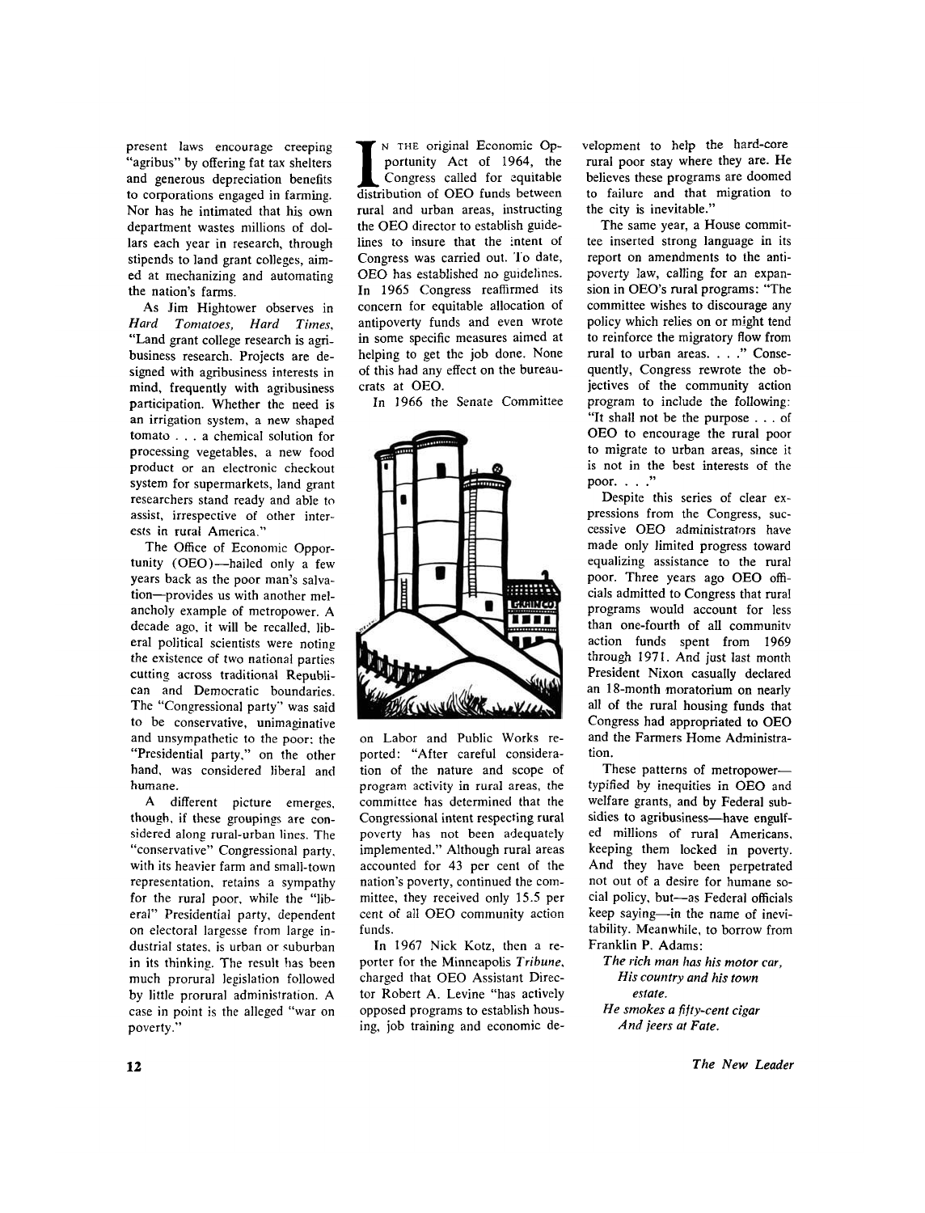present laws encourage creeping "agribus" by offering fat tax shelters and generous depreciation benefits to corporations engaged in farming. Nor has he intimated that his own department wastes millions of dollars each year in research, through stipends to land grant colleges, aimed at mechanizing and automating the nation's farms.

As Jim Hightower observes in *Hard Tomatoes, Hard Times*, "Land grant college research is agribusiness research. Projects are designed with agribusiness interests in mind, frequently with agribusiness participation. Whether the need is an irrigation system, a new shaped tomato . . . a chemical solution for processing vegetables, a new food product or an electronic checkout system for supermarkets, land grant researchers stand ready and able to assist, irrespective of other interests in rural America."

The Office of Economic Opportunity (OEO)—hailed only a few years back as the poor man's salvation—provides us with another melancholy example of metropower. A decade ago, it will be recalled, liberal political scientists were noting the existence of two national parties cutting across traditional Republican and Democratic boundaries. The "Congressional party" was said to be conservative, unimaginative and unsympathetic to the poor; the "Presidential party," on the other hand, was considered liberal and humane.

A different picture emerges, though, if these groupings are considered along rural-urban lines. The "conservative" Congressional party, with its heavier farm and small-town representation, retains a sympathy for the rural poor, while the "liberal" Presidential party, dependent on electoral largesse from large industrial states, is urban or suburban in its thinking. The result has been much prorural legislation followed by little prorural administration. A case in point is the alleged "war on poverty."

IN THE original Economic Opportunity Act of 1964, the Congress called for equitable distribution of OEO funds between rural and urban areas, instructing the OEO director to establish guidelines to insure that the intent of Congress was carried out. To date, OEO has established no guidelines. In 1965 Congress reaffirmed its concern for equitable allocation of antipoverty funds and even wrote in some specific measures aimed at helping to get the job done. None of this had any effect on the bureaucrats at OEO.

In 1966 the Senate Committee on Labor and Public Works reported: "After careful consideration of the nature and scope of program activity in rural areas, the committee has determined that the Congressional intent respecting rural poverty has not been adequately implemented." Although rural areas accounted for 43 per cent of the nation's poverty, continued the committee, they received only 15.5 per cent of all OEO community action funds.

In 1967 Nick Kotz, then a reporter for the Minneapolis *Tribune*, charged that OEO Assistant Director Robert A. Levine "has actively opposed programs to establish housing, job training and economic development to help the hard-core rural poor stay where they are. He believes these programs are doomed to failure and that migration to the city is inevitable."

The same year, a House committee inserted strong language in its report on amendments to the antipoverty law, calling for an expansion in OEO's rural programs: "The committee wishes to discourage any policy which relies on or might tend to reinforce the migratory flow from rural to urban areas. . . ." Consequently, Congress rewrote the objectives of the community action program to include the following: "It shall not be the purpose . . . of OEO to encourage the rural poor to migrate to urban areas, since it is not in the best interests of the poor. . . ."

Despite this series of clear expressions from the Congress, successive OEO administrators have made only limited progress toward equalizing assistance to the rural poor. Three years ago OEO officials admitted to Congress that rural programs would account for less than one-fourth of all community action funds spent from 1969 through 1971. And just last month President Nixon casually declared an 18-month moratorium on nearly all of the rural housing funds that Congress had appropriated to OEO and the Farmers Home Administration.

These patterns of metropower—typified by inequities in OEO and welfare grants, and by Federal subsidies to agribusiness—have engulfed millions of rural Americans, keeping them locked in poverty. And they have been perpetrated not out of a desire for humane social policy, but—as Federal officials keep saying—in the name of inevitability. Meanwhile, to borrow from Franklin P. Adams:

*The rich man has his motor car,*
*His country and his town estate.*
*He smokes a fifty-cent cigar*
*And jeers at Fate.*